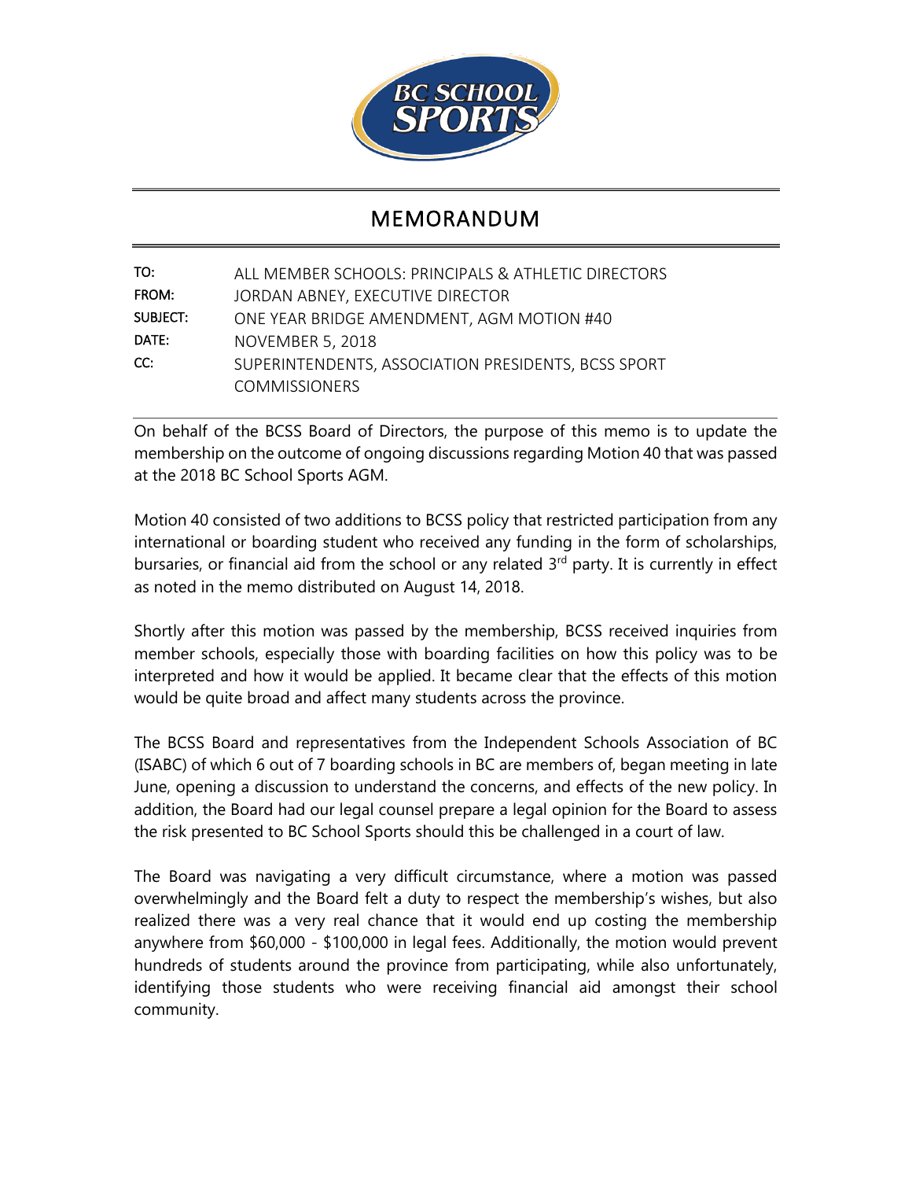BC SCHOOL SPORTS

# MEMORANDUM

| | |
|---|---|
| TO: | ALL MEMBER SCHOOLS: PRINCIPALS & ATHLETIC DIRECTORS |
| FROM: | JORDAN ABNEY, EXECUTIVE DIRECTOR |
| SUBJECT: | ONE YEAR BRIDGE AMENDMENT, AGM MOTION #40 |
| DATE: | NOVEMBER 5, 2018 |
| CC: | SUPERINTENDENTS, ASSOCIATION PRESIDENTS, BCSS SPORT COMMISSIONERS |

On behalf of the BCSS Board of Directors, the purpose of this memo is to update the membership on the outcome of ongoing discussions regarding Motion 40 that was passed at the 2018 BC School Sports AGM.

Motion 40 consisted of two additions to BCSS policy that restricted participation from any international or boarding student who received any funding in the form of scholarships, bursaries, or financial aid from the school or any related 3rd party. It is currently in effect as noted in the memo distributed on August 14, 2018.

Shortly after this motion was passed by the membership, BCSS received inquiries from member schools, especially those with boarding facilities on how this policy was to be interpreted and how it would be applied. It became clear that the effects of this motion would be quite broad and affect many students across the province.

The BCSS Board and representatives from the Independent Schools Association of BC (ISABC) of which 6 out of 7 boarding schools in BC are members of, began meeting in late June, opening a discussion to understand the concerns, and effects of the new policy. In addition, the Board had our legal counsel prepare a legal opinion for the Board to assess the risk presented to BC School Sports should this be challenged in a court of law.

The Board was navigating a very difficult circumstance, where a motion was passed overwhelmingly and the Board felt a duty to respect the membership's wishes, but also realized there was a very real chance that it would end up costing the membership anywhere from $60,000 - $100,000 in legal fees. Additionally, the motion would prevent hundreds of students around the province from participating, while also unfortunately, identifying those students who were receiving financial aid amongst their school community.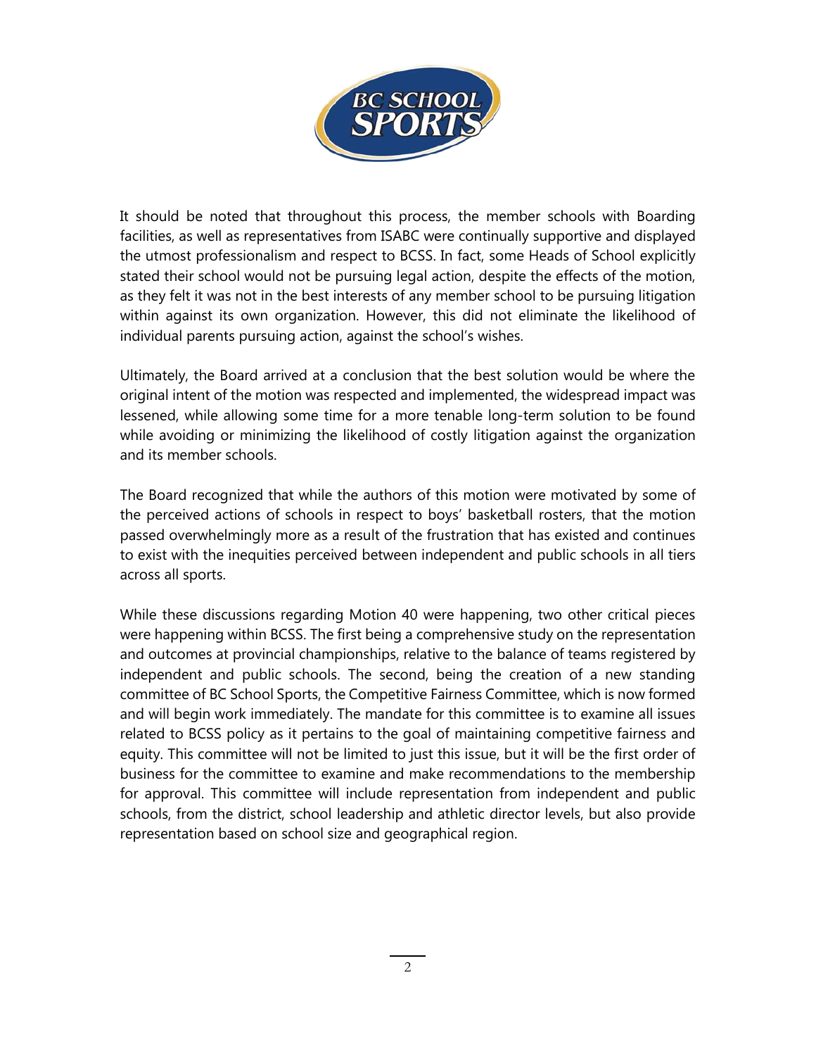It should be noted that throughout this process, the member schools with Boarding facilities, as well as representatives from ISABC were continually supportive and displayed the utmost professionalism and respect to BCSS. In fact, some Heads of School explicitly stated their school would not be pursuing legal action, despite the effects of the motion, as they felt it was not in the best interests of any member school to be pursuing litigation within against its own organization. However, this did not eliminate the likelihood of individual parents pursuing action, against the school's wishes.

Ultimately, the Board arrived at a conclusion that the best solution would be where the original intent of the motion was respected and implemented, the widespread impact was lessened, while allowing some time for a more tenable long-term solution to be found while avoiding or minimizing the likelihood of costly litigation against the organization and its member schools.

The Board recognized that while the authors of this motion were motivated by some of the perceived actions of schools in respect to boys' basketball rosters, that the motion passed overwhelmingly more as a result of the frustration that has existed and continues to exist with the inequities perceived between independent and public schools in all tiers across all sports.

While these discussions regarding Motion 40 were happening, two other critical pieces were happening within BCSS. The first being a comprehensive study on the representation and outcomes at provincial championships, relative to the balance of teams registered by independent and public schools. The second, being the creation of a new standing committee of BC School Sports, the Competitive Fairness Committee, which is now formed and will begin work immediately. The mandate for this committee is to examine all issues related to BCSS policy as it pertains to the goal of maintaining competitive fairness and equity. This committee will not be limited to just this issue, but it will be the first order of business for the committee to examine and make recommendations to the membership for approval. This committee will include representation from independent and public schools, from the district, school leadership and athletic director levels, but also provide representation based on school size and geographical region.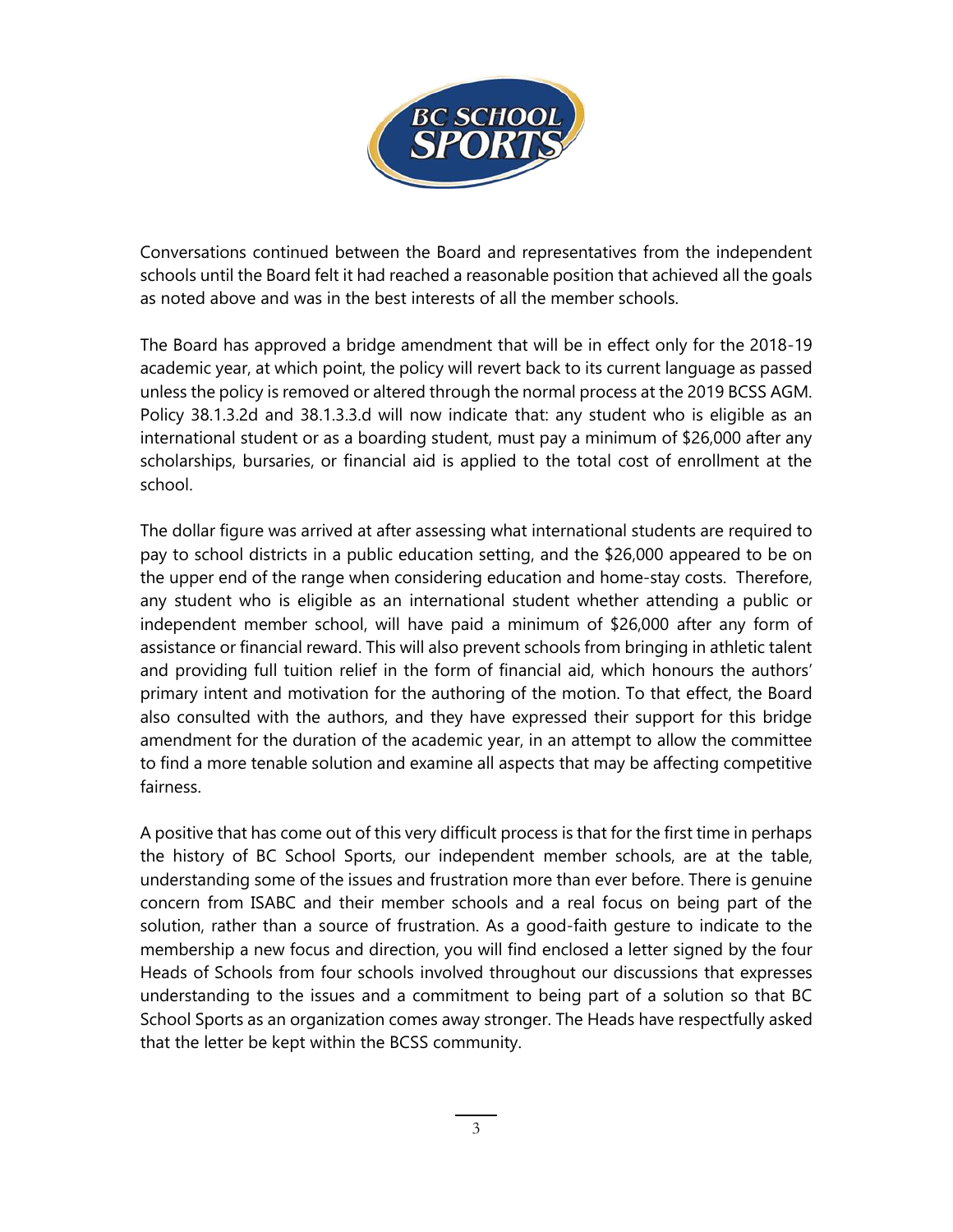Conversations continued between the Board and representatives from the independent schools until the Board felt it had reached a reasonable position that achieved all the goals as noted above and was in the best interests of all the member schools.

The Board has approved a bridge amendment that will be in effect only for the 2018-19 academic year, at which point, the policy will revert back to its current language as passed unless the policy is removed or altered through the normal process at the 2019 BCSS AGM. Policy 38.1.3.2d and 38.1.3.3.d will now indicate that: any student who is eligible as an international student or as a boarding student, must pay a minimum of $26,000 after any scholarships, bursaries, or financial aid is applied to the total cost of enrollment at the school.

The dollar figure was arrived at after assessing what international students are required to pay to school districts in a public education setting, and the $26,000 appeared to be on the upper end of the range when considering education and home-stay costs. Therefore, any student who is eligible as an international student whether attending a public or independent member school, will have paid a minimum of $26,000 after any form of assistance or financial reward. This will also prevent schools from bringing in athletic talent and providing full tuition relief in the form of financial aid, which honours the authors' primary intent and motivation for the authoring of the motion. To that effect, the Board also consulted with the authors, and they have expressed their support for this bridge amendment for the duration of the academic year, in an attempt to allow the committee to find a more tenable solution and examine all aspects that may be affecting competitive fairness.

A positive that has come out of this very difficult process is that for the first time in perhaps the history of BC School Sports, our independent member schools, are at the table, understanding some of the issues and frustration more than ever before. There is genuine concern from ISABC and their member schools and a real focus on being part of the solution, rather than a source of frustration. As a good-faith gesture to indicate to the membership a new focus and direction, you will find enclosed a letter signed by the four Heads of Schools from four schools involved throughout our discussions that expresses understanding to the issues and a commitment to being part of a solution so that BC School Sports as an organization comes away stronger. The Heads have respectfully asked that the letter be kept within the BCSS community.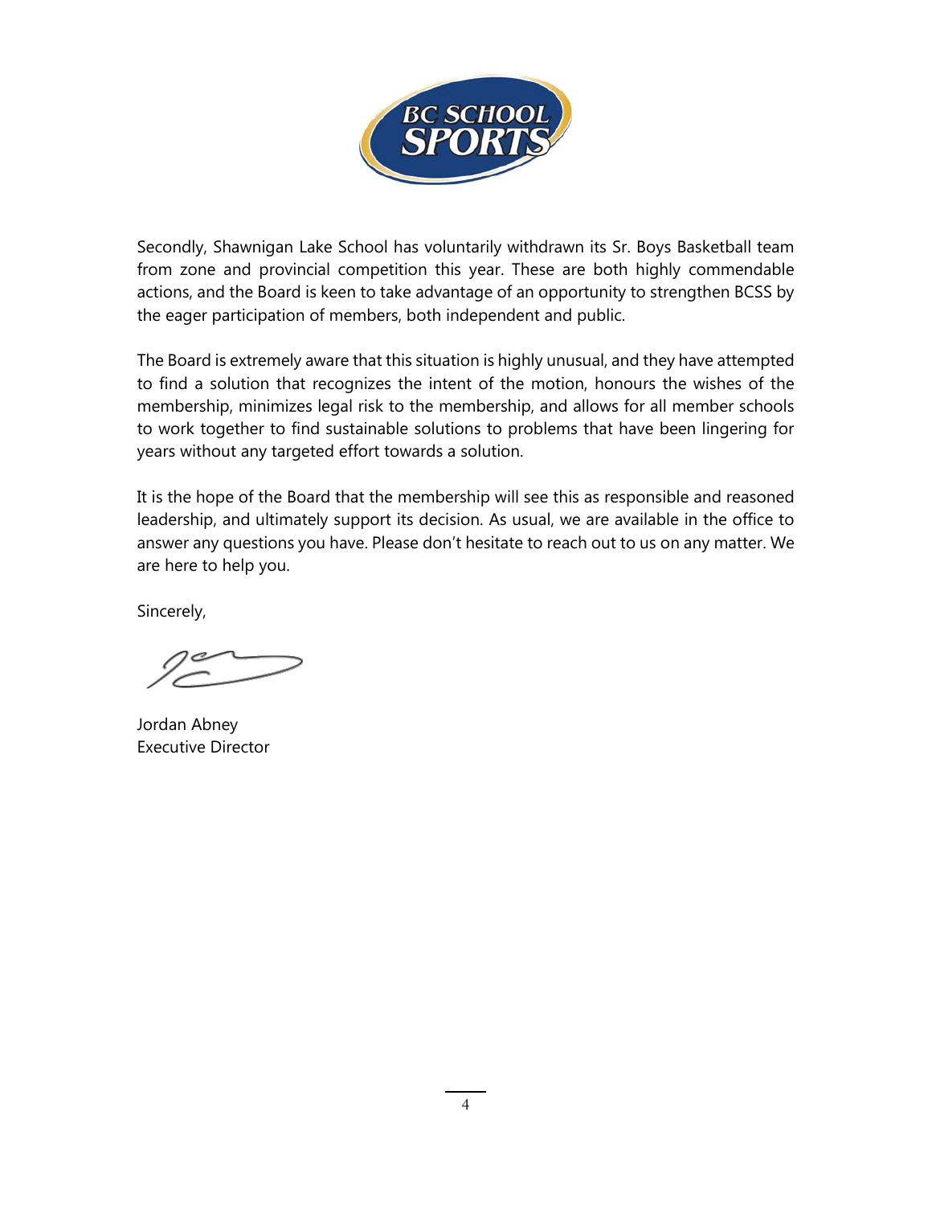Secondly, Shawnigan Lake School has voluntarily withdrawn its Sr. Boys Basketball team from zone and provincial competition this year. These are both highly commendable actions, and the Board is keen to take advantage of an opportunity to strengthen BCSS by the eager participation of members, both independent and public.

The Board is extremely aware that this situation is highly unusual, and they have attempted to find a solution that recognizes the intent of the motion, honours the wishes of the membership, minimizes legal risk to the membership, and allows for all member schools to work together to find sustainable solutions to problems that have been lingering for years without any targeted effort towards a solution.

It is the hope of the Board that the membership will see this as responsible and reasoned leadership, and ultimately support its decision. As usual, we are available in the office to answer any questions you have. Please don't hesitate to reach out to us on any matter. We are here to help you.

Sincerely,

Jordan Abney
Executive Director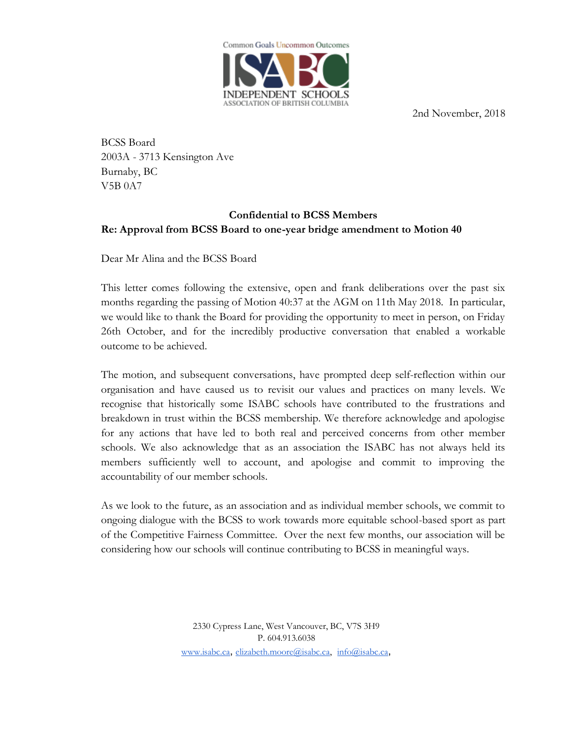Common Goals Uncommon Outcomes

ISABC

INDEPENDENT SCHOOLS ASSOCIATION OF BRITISH COLUMBIA

2nd November, 2018

BCSS Board
2003A - 3713 Kensington Ave
Burnaby, BC
V5B 0A7

**Confidential to BCSS Members**
**Re: Approval from BCSS Board to one-year bridge amendment to Motion 40**

Dear Mr Alina and the BCSS Board

This letter comes following the extensive, open and frank deliberations over the past six months regarding the passing of Motion 40:37 at the AGM on 11th May 2018. In particular, we would like to thank the Board for providing the opportunity to meet in person, on Friday 26th October, and for the incredibly productive conversation that enabled a workable outcome to be achieved.

The motion, and subsequent conversations, have prompted deep self-reflection within our organisation and have caused us to revisit our values and practices on many levels. We recognise that historically some ISABC schools have contributed to the frustrations and breakdown in trust within the BCSS membership. We therefore acknowledge and apologise for any actions that have led to both real and perceived concerns from other member schools. We also acknowledge that as an association the ISABC has not always held its members sufficiently well to account, and apologise and commit to improving the accountability of our member schools.

As we look to the future, as an association and as individual member schools, we commit to ongoing dialogue with the BCSS to work towards more equitable school-based sport as part of the Competitive Fairness Committee. Over the next few months, our association will be considering how our schools will continue contributing to BCSS in meaningful ways.

2330 Cypress Lane, West Vancouver, BC, V7S 3H9
P. 604.913.6038
www.isabc.ca, elizabeth.moore@isabc.ca, info@isabc.ca,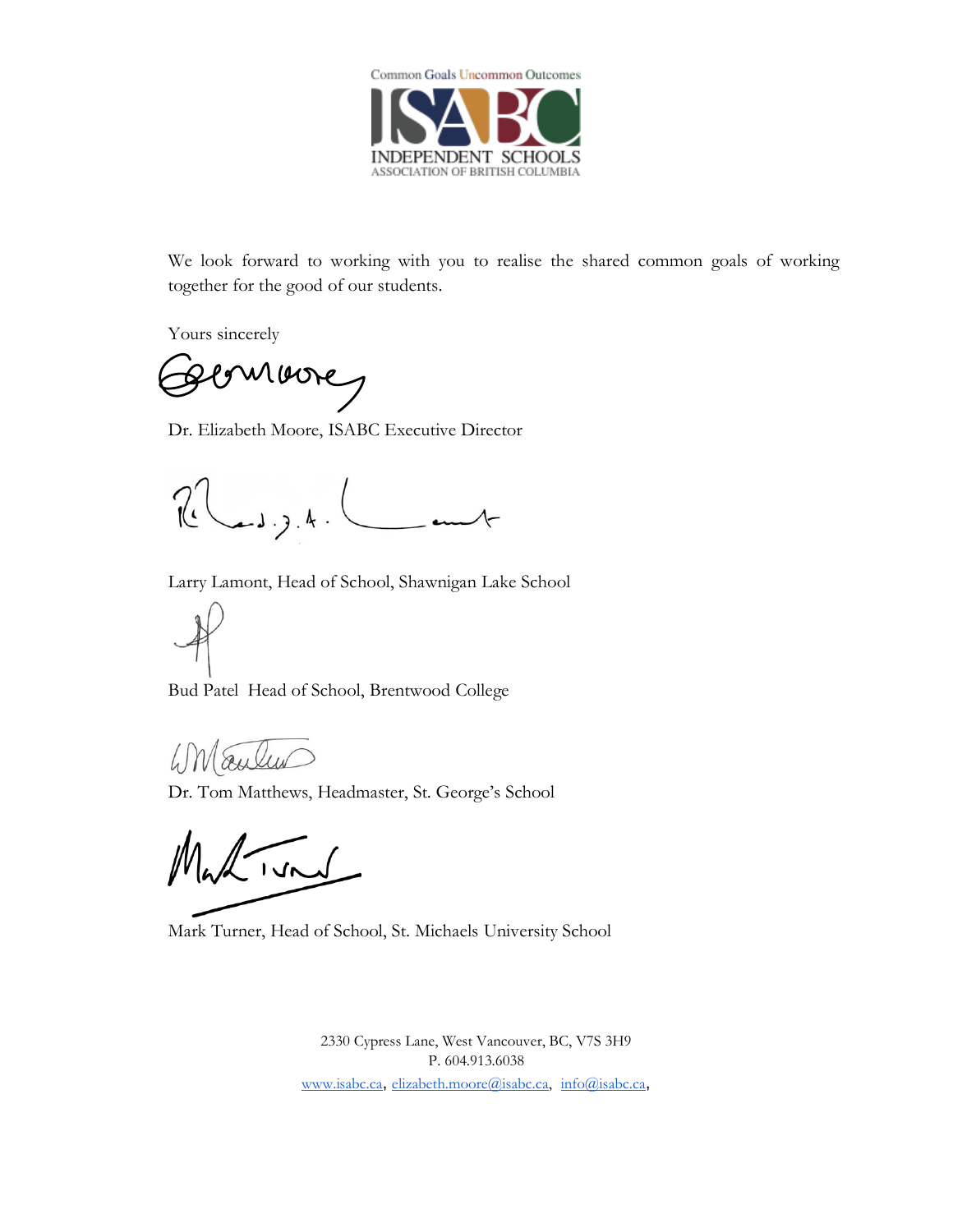Common Goals Uncommon Outcomes

ISABC

INDEPENDENT SCHOOLS
ASSOCIATION OF BRITISH COLUMBIA

We look forward to working with you to realise the shared common goals of working together for the good of our students.

Yours sincerely

Dr. Elizabeth Moore, ISABC Executive Director

Larry Lamont, Head of School, Shawnigan Lake School

Bud Patel Head of School, Brentwood College

Dr. Tom Matthews, Headmaster, St. George's School

Mark Turner, Head of School, St. Michaels University School

2330 Cypress Lane, West Vancouver, BC, V7S 3H9
P. 604.913.6038
www.isabc.ca, elizabeth.moore@isabc.ca, info@isabc.ca,